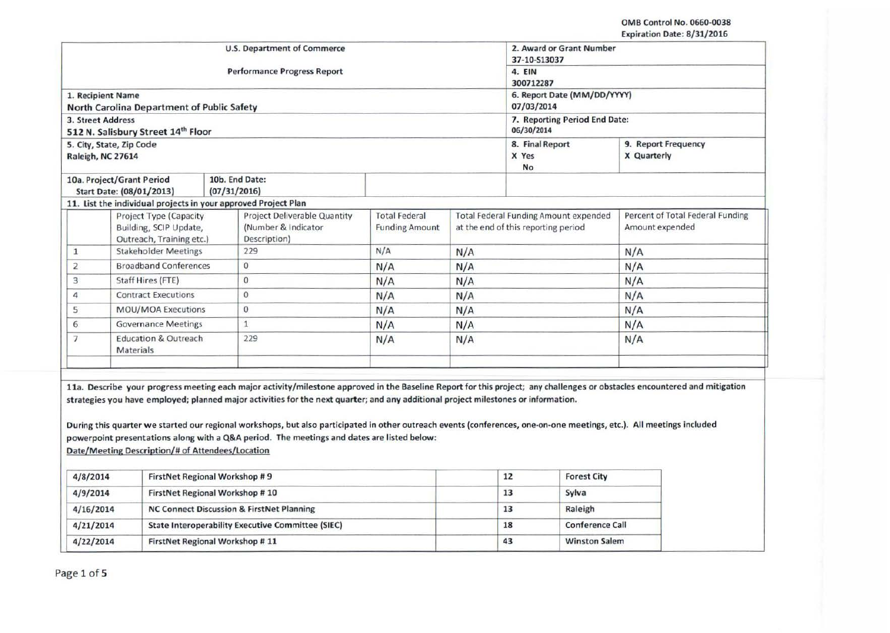OMB Control No. 0660-0038
Expiration Date: 8/31/2016

| U.S. Department of Commerce<br>Performance Progress Report | 2. Award or Grant Number<br>37-10-513037 | |
|---|---|---|
| | 4. EIN<br>300712287 | |
| 1. Recipient Name<br>**North Carolina Department of Public Safety** | 6. Report Date (MM/DD/YYYY)<br>07/03/2014 | |
| 3. Street Address<br>**512 N. Salisbury Street 14th Floor** | 7. Reporting Period End Date:<br>06/30/2014 | |
| 5. City, State, Zip Code<br>**Raleigh, NC 27614** | 8. Final Report<br>X Yes<br>No | 9. Report Frequency<br>X Quarterly |
| 10a. Project/Grant Period Start Date: (08/01/2013) — 10b. End Date: (07/31/2016) | | |

**11. List the individual projects in your approved Project Plan**

| | Project Type (Capacity Building, SCIP Update, Outreach, Training etc.) | Project Deliverable Quantity (Number & Indicator Description) | Total Federal Funding Amount | Total Federal Funding Amount expended at the end of this reporting period | Percent of Total Federal Funding Amount expended |
|---|---|---|---|---|---|
| 1 | Stakeholder Meetings | 229 | N/A | N/A | N/A |
| 2 | Broadband Conferences | 0 | N/A | N/A | N/A |
| 3 | Staff Hires (FTE) | 0 | N/A | N/A | N/A |
| 4 | Contract Executions | 0 | N/A | N/A | N/A |
| 5 | MOU/MOA Executions | 0 | N/A | N/A | N/A |
| 6 | Governance Meetings | 1 | N/A | N/A | N/A |
| 7 | Education & Outreach Materials | 229 | N/A | N/A | N/A |
| | | | | | |

**11a. Describe your progress meeting each major activity/milestone approved in the Baseline Report for this project; any challenges or obstacles encountered and mitigation strategies you have employed; planned major activities for the next quarter; and any additional project milestones or information.**

**During this quarter we started our regional workshops, but also participated in other outreach events (conferences, one-on-one meetings, etc.). All meetings included powerpoint presentations along with a Q&A period. The meetings and dates are listed below:**

**Date/Meeting Description/# of Attendees/Location**

| 4/8/2014 | FirstNet Regional Workshop # 9 | | 12 | Forest City |
|---|---|---|---|---|
| 4/9/2014 | FirstNet Regional Workshop # 10 | | 13 | Sylva |
| 4/16/2014 | NC Connect Discussion & FirstNet Planning | | 13 | Raleigh |
| 4/21/2014 | State Interoperability Executive Committee (SIEC) | | 18 | Conference Call |
| 4/22/2014 | FirstNet Regional Workshop # 11 | | 43 | Winston Salem |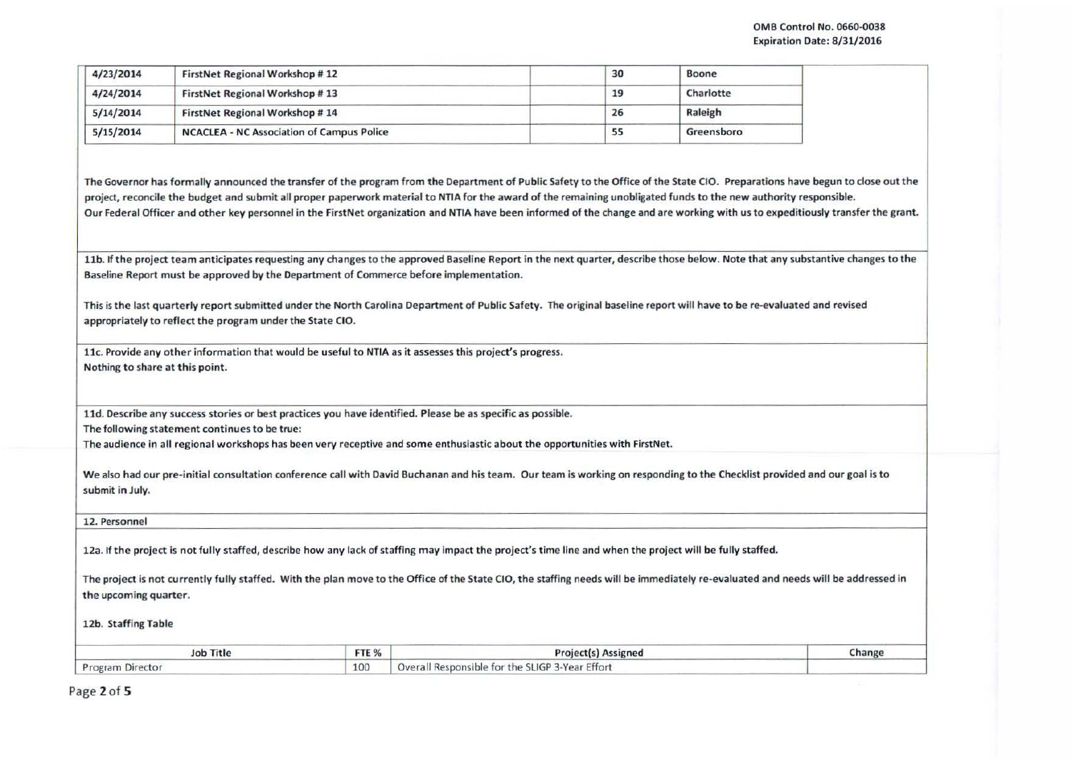| | | | | |
|---|---|---|---|---|
| 4/23/2014 | FirstNet Regional Workshop # 12 | | 30 | Boone |
| 4/24/2014 | FirstNet Regional Workshop # 13 | | 19 | Charlotte |
| 5/14/2014 | FirstNet Regional Workshop # 14 | | 26 | Raleigh |
| 5/15/2014 | NCACLEA - NC Association of Campus Police | | 55 | Greensboro |

The Governor has formally announced the transfer of the program from the Department of Public Safety to the Office of the State CIO. Preparations have begun to close out the project, reconcile the budget and submit all proper paperwork material to NTIA for the award of the remaining unobligated funds to the new authority responsible.
Our Federal Officer and other key personnel in the FirstNet organization and NTIA have been informed of the change and are working with us to expeditiously transfer the grant.

11b. If the project team anticipates requesting any changes to the approved Baseline Report in the next quarter, describe those below. Note that any substantive changes to the Baseline Report must be approved by the Department of Commerce before implementation.

This is the last quarterly report submitted under the North Carolina Department of Public Safety. The original baseline report will have to be re-evaluated and revised appropriately to reflect the program under the State CIO.

11c. Provide any other information that would be useful to NTIA as it assesses this project's progress.
Nothing to share at this point.

11d. Describe any success stories or best practices you have identified. Please be as specific as possible.
The following statement continues to be true:
The audience in all regional workshops has been very receptive and some enthusiastic about the opportunities with FirstNet.

We also had our pre-initial consultation conference call with David Buchanan and his team. Our team is working on responding to the Checklist provided and our goal is to submit in July.

12. Personnel

12a. If the project is not fully staffed, describe how any lack of staffing may impact the project's time line and when the project will be fully staffed.

The project is not currently fully staffed. With the plan move to the Office of the State CIO, the staffing needs will be immediately re-evaluated and needs will be addressed in the upcoming quarter.

12b. Staffing Table

| Job Title | FTE % | Project(s) Assigned | Change |
|---|---|---|---|
| Program Director | 100 | Overall Responsible for the SLIGP 3-Year Effort | |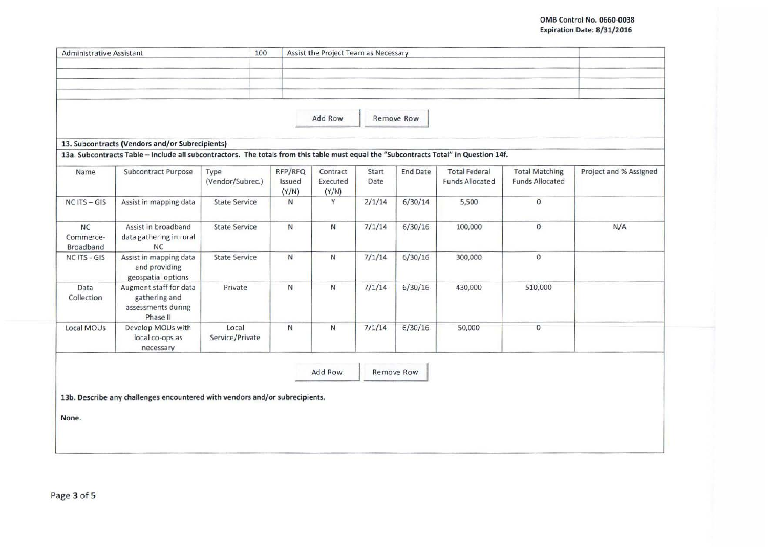| | | | |
|---|---|---|---|
| Administrative Assistant | 100 | Assist the Project Team as Necessary | |
| | | | |
| | | | |
| | | | |

Add Row | Remove Row

**13. Subcontracts (Vendors and/or Subrecipients)**

**13a. Subcontracts Table – Include all subcontractors. The totals from this table must equal the "Subcontracts Total" in Question 14f.**

| Name | Subcontract Purpose | Type (Vendor/Subrec.) | RFP/RFQ Issued (Y/N) | Contract Executed (Y/N) | Start Date | End Date | Total Federal Funds Allocated | Total Matching Funds Allocated | Project and % Assigned |
|---|---|---|---|---|---|---|---|---|---|
| NC ITS – GIS | Assist in mapping data | State Service | N | Y | 2/1/14 | 6/30/14 | 5,500 | 0 | |
| NC Commerce-Broadband | Assist in broadband data gathering in rural NC | State Service | N | N | 7/1/14 | 6/30/16 | 100,000 | 0 | N/A |
| NC ITS - GIS | Assist in mapping data and providing geospatial options | State Service | N | N | 7/1/14 | 6/30/16 | 300,000 | 0 | |
| Data Collection | Augment staff for data gathering and assessments during Phase II | Private | N | N | 7/1/14 | 6/30/16 | 430,000 | 510,000 | |
| Local MOUs | Develop MOUs with local co-ops as necessary | Local Service/Private | N | N | 7/1/14 | 6/30/16 | 50,000 | 0 | |

Add Row | Remove Row

**13b. Describe any challenges encountered with vendors and/or subrecipients.**

None.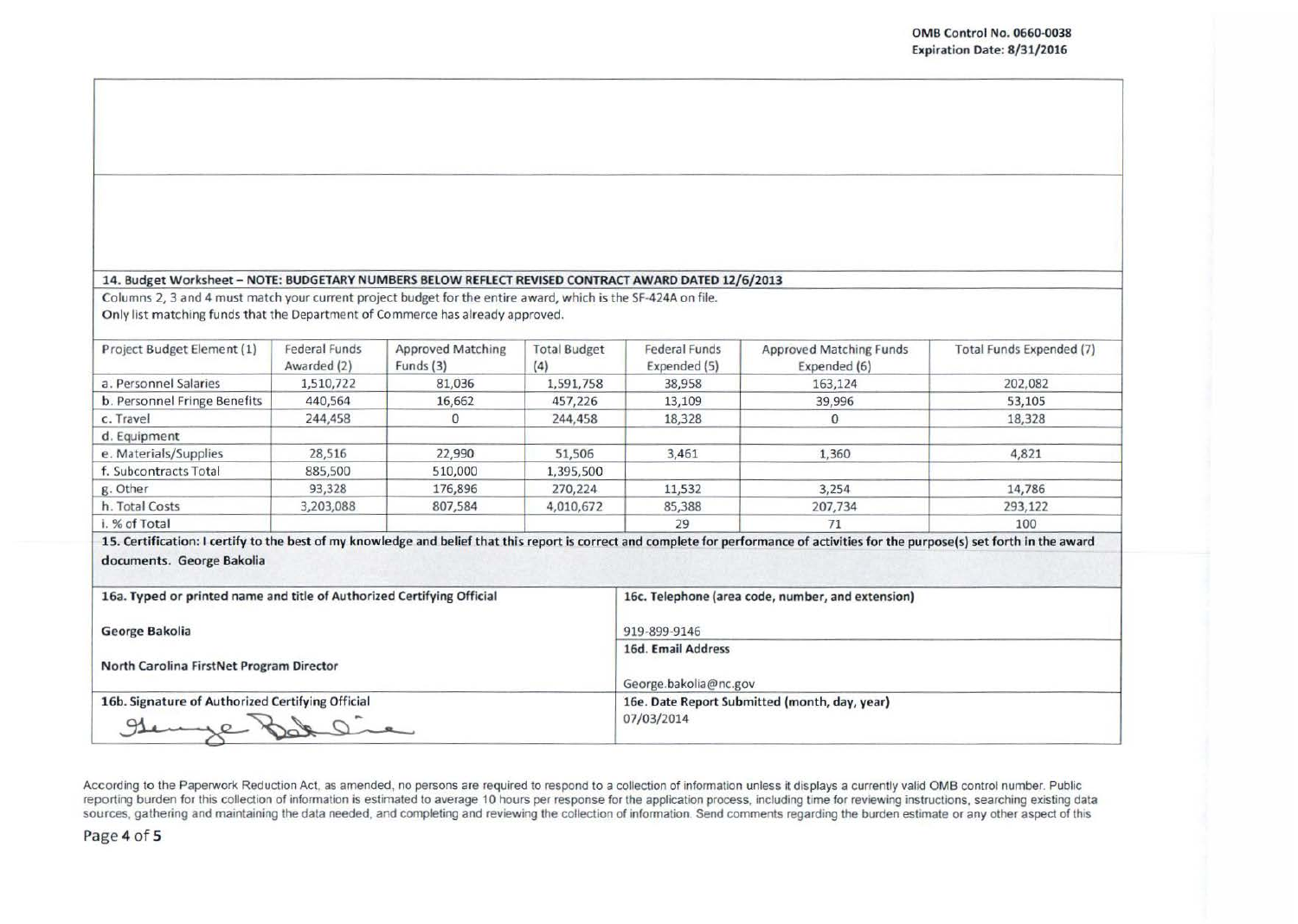OMB Control No. 0660-0038
Expiration Date: 8/31/2016

**14. Budget Worksheet – NOTE: BUDGETARY NUMBERS BELOW REFLECT REVISED CONTRACT AWARD DATED 12/6/2013**

Columns 2, 3 and 4 must match your current project budget for the entire award, which is the SF-424A on file.
Only list matching funds that the Department of Commerce has already approved.

| Project Budget Element (1) | Federal Funds Awarded (2) | Approved Matching Funds (3) | Total Budget (4) | Federal Funds Expended (5) | Approved Matching Funds Expended (6) | Total Funds Expended (7) |
|---|---|---|---|---|---|---|
| a. Personnel Salaries | 1,510,722 | 81,036 | 1,591,758 | 38,958 | 163,124 | 202,082 |
| b. Personnel Fringe Benefits | 440,564 | 16,662 | 457,226 | 13,109 | 39,996 | 53,105 |
| c. Travel | 244,458 | 0 | 244,458 | 18,328 | 0 | 18,328 |
| d. Equipment | | | | | | |
| e. Materials/Supplies | 28,516 | 22,990 | 51,506 | 3,461 | 1,360 | 4,821 |
| f. Subcontracts Total | 885,500 | 510,000 | 1,395,500 | | | |
| g. Other | 93,328 | 176,896 | 270,224 | 11,532 | 3,254 | 14,786 |
| h. Total Costs | 3,203,088 | 807,584 | 4,010,672 | 85,388 | 207,734 | 293,122 |
| i. % of Total | | | | 29 | 71 | 100 |

**15. Certification: I certify to the best of my knowledge and belief that this report is correct and complete for performance of activities for the purpose(s) set forth in the award documents. George Bakolia**

| 16a. Typed or printed name and title of Authorized Certifying Official | 16c. Telephone (area code, number, and extension) |
|---|---|
| George Bakolia<br>North Carolina FirstNet Program Director | 919-899-9146 |
| | **16d. Email Address**<br>George.bakolia@nc.gov |
| **16b. Signature of Authorized Certifying Official**<br>George Bakolia | **16e. Date Report Submitted (month, day, year)**<br>07/03/2014 |

According to the Paperwork Reduction Act, as amended, no persons are required to respond to a collection of information unless it displays a currently valid OMB control number. Public reporting burden for this collection of information is estimated to average 10 hours per response for the application process, including time for reviewing instructions, searching existing data sources, gathering and maintaining the data needed, and completing and reviewing the collection of information. Send comments regarding the burden estimate or any other aspect of this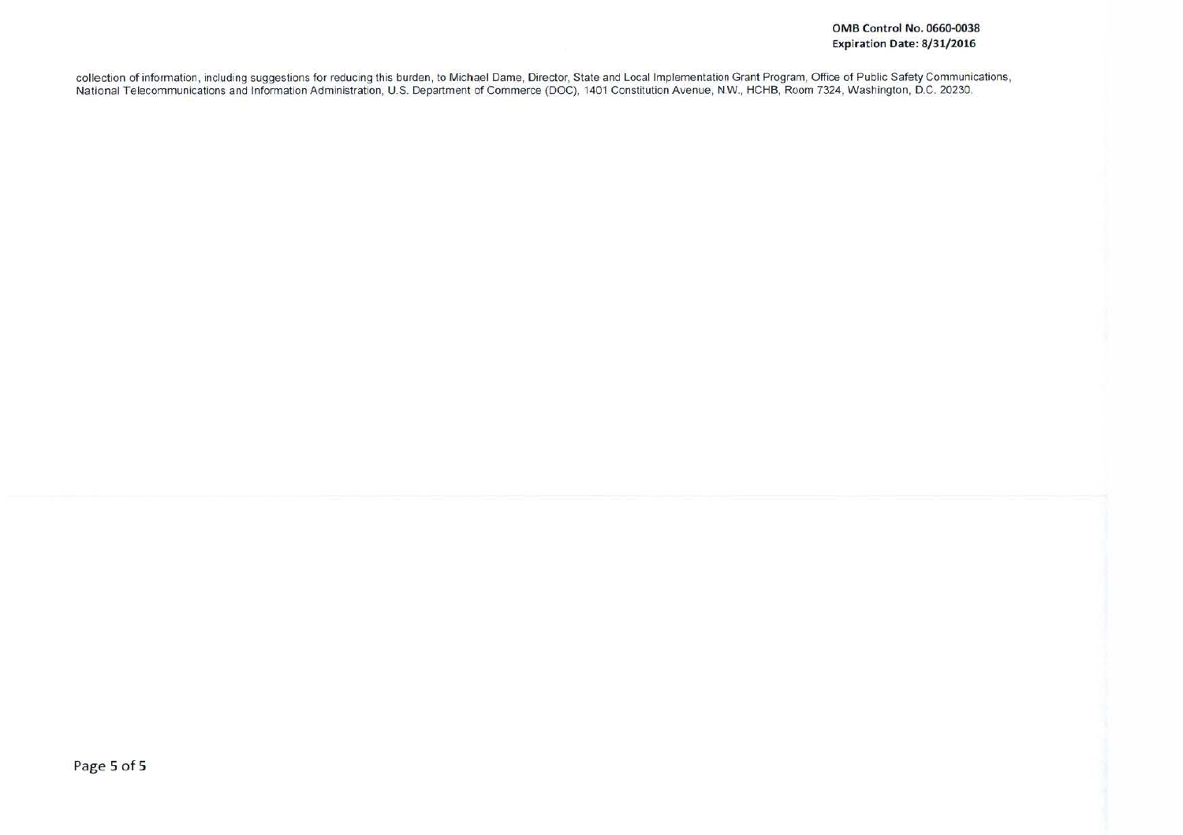collection of information, including suggestions for reducing this burden, to Michael Dame, Director, State and Local Implementation Grant Program, Office of Public Safety Communications, National Telecommunications and Information Administration, U.S. Department of Commerce (DOC), 1401 Constitution Avenue, N.W., HCHB, Room 7324, Washington, D.C. 20230.